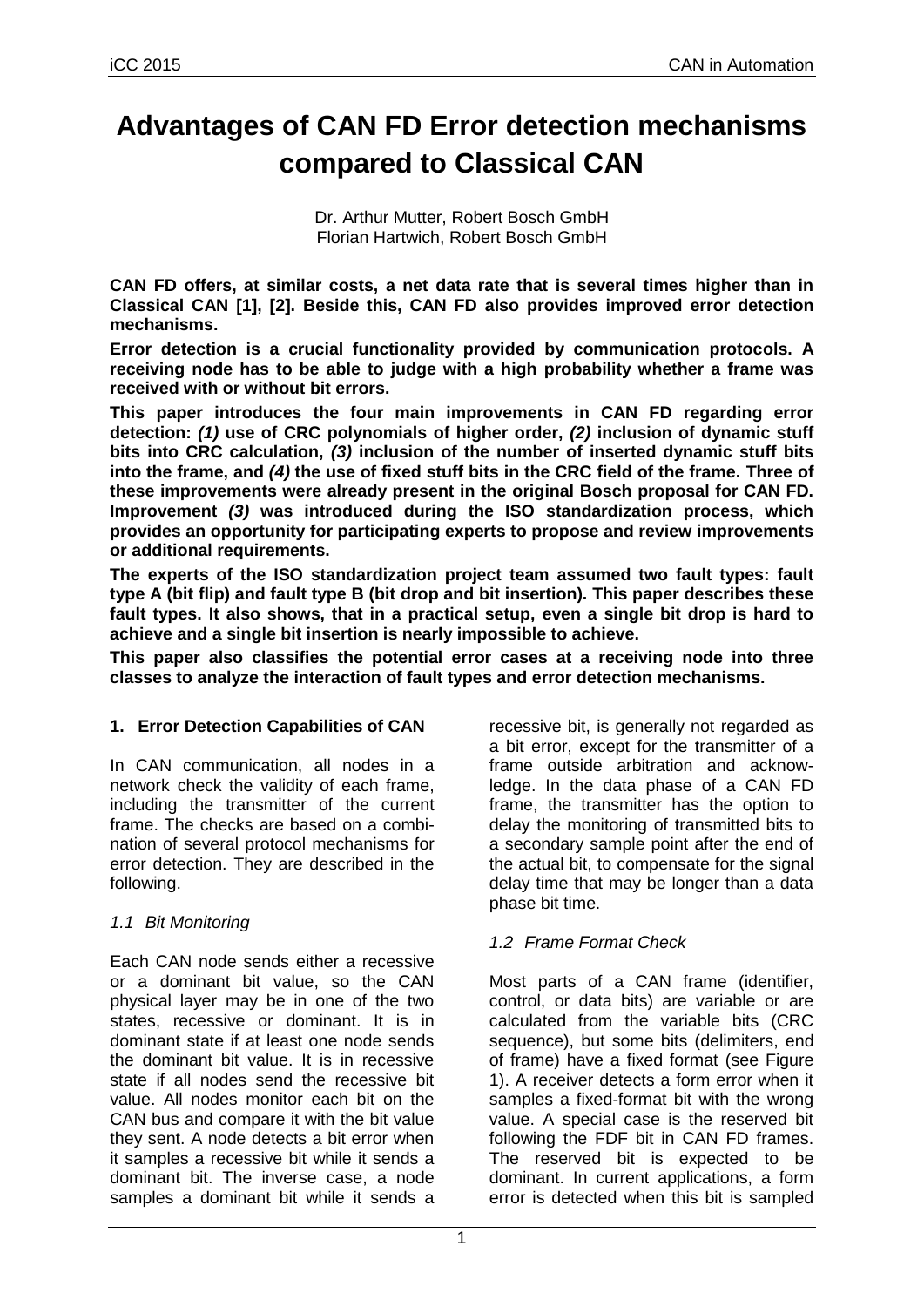# Advantages of CAN FD Error detection mechanisms compared to Classical CAN

Dr. Arthur Mutter, Robert Bosch GmbH
Florian Hartwich, Robert Bosch GmbH

**CAN FD offers, at similar costs, a net data rate that is several times higher than in Classical CAN [1], [2]. Beside this, CAN FD also provides improved error detection mechanisms.**

**Error detection is a crucial functionality provided by communication protocols. A receiving node has to be able to judge with a high probability whether a frame was received with or without bit errors.**

**This paper introduces the four main improvements in CAN FD regarding error detection: *(1)* use of CRC polynomials of higher order, *(2)* inclusion of dynamic stuff bits into CRC calculation, *(3)* inclusion of the number of inserted dynamic stuff bits into the frame, and *(4)* the use of fixed stuff bits in the CRC field of the frame. Three of these improvements were already present in the original Bosch proposal for CAN FD. Improvement *(3)* was introduced during the ISO standardization process, which provides an opportunity for participating experts to propose and review improvements or additional requirements.**

**The experts of the ISO standardization project team assumed two fault types: fault type A (bit flip) and fault type B (bit drop and bit insertion). This paper describes these fault types. It also shows, that in a practical setup, even a single bit drop is hard to achieve and a single bit insertion is nearly impossible to achieve.**

**This paper also classifies the potential error cases at a receiving node into three classes to analyze the interaction of fault types and error detection mechanisms.**

## 1. Error Detection Capabilities of CAN

In CAN communication, all nodes in a network check the validity of each frame, including the transmitter of the current frame. The checks are based on a combination of several protocol mechanisms for error detection. They are described in the following.

### *1.1 Bit Monitoring*

Each CAN node sends either a recessive or a dominant bit value, so the CAN physical layer may be in one of the two states, recessive or dominant. It is in dominant state if at least one node sends the dominant bit value. It is in recessive state if all nodes send the recessive bit value. All nodes monitor each bit on the CAN bus and compare it with the bit value they sent. A node detects a bit error when it samples a recessive bit while it sends a dominant bit. The inverse case, a node samples a dominant bit while it sends a recessive bit, is generally not regarded as a bit error, except for the transmitter of a frame outside arbitration and acknowledge. In the data phase of a CAN FD frame, the transmitter has the option to delay the monitoring of transmitted bits to a secondary sample point after the end of the actual bit, to compensate for the signal delay time that may be longer than a data phase bit time.

### *1.2 Frame Format Check*

Most parts of a CAN frame (identifier, control, or data bits) are variable or are calculated from the variable bits (CRC sequence), but some bits (delimiters, end of frame) have a fixed format (see Figure 1). A receiver detects a form error when it samples a fixed-format bit with the wrong value. A special case is the reserved bit following the FDF bit in CAN FD frames. The reserved bit is expected to be dominant. In current applications, a form error is detected when this bit is sampled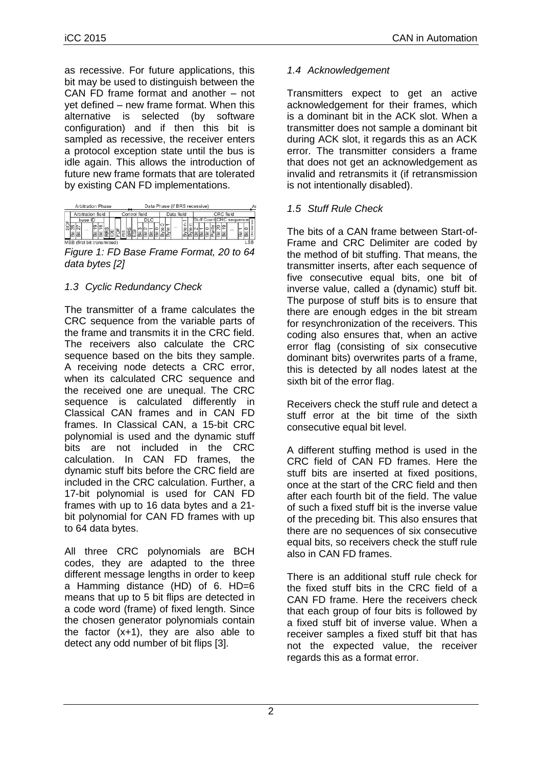as recessive. For future applications, this bit may be used to distinguish between the CAN FD frame format and another – not yet defined – new frame format. When this alternative is selected (by software configuration) and if then this bit is sampled as recessive, the receiver enters a protocol exception state until the bus is idle again. This allows the introduction of future new frame formats that are tolerated by existing CAN FD implementations.

*Figure 1: FD Base Frame Format, 20 to 64 data bytes [2]*

### *1.3 Cyclic Redundancy Check*

The transmitter of a frame calculates the CRC sequence from the variable parts of the frame and transmits it in the CRC field. The receivers also calculate the CRC sequence based on the bits they sample. A receiving node detects a CRC error, when its calculated CRC sequence and the received one are unequal. The CRC sequence is calculated differently in Classical CAN frames and in CAN FD frames. In Classical CAN, a 15-bit CRC polynomial is used and the dynamic stuff bits are not included in the CRC calculation. In CAN FD frames, the dynamic stuff bits before the CRC field are included in the CRC calculation. Further, a 17-bit polynomial is used for CAN FD frames with up to 16 data bytes and a 21-bit polynomial for CAN FD frames with up to 64 data bytes.

All three CRC polynomials are BCH codes, they are adapted to the three different message lengths in order to keep a Hamming distance (HD) of 6. HD=6 means that up to 5 bit flips are detected in a code word (frame) of fixed length. Since the chosen generator polynomials contain the factor (x+1), they are also able to detect any odd number of bit flips [3].

### *1.4 Acknowledgement*

Transmitters expect to get an active acknowledgement for their frames, which is a dominant bit in the ACK slot. When a transmitter does not sample a dominant bit during ACK slot, it regards this as an ACK error. The transmitter considers a frame that does not get an acknowledgement as invalid and retransmits it (if retransmission is not intentionally disabled).

### *1.5 Stuff Rule Check*

The bits of a CAN frame between Start-of-Frame and CRC Delimiter are coded by the method of bit stuffing. That means, the transmitter inserts, after each sequence of five consecutive equal bits, one bit of inverse value, called a (dynamic) stuff bit. The purpose of stuff bits is to ensure that there are enough edges in the bit stream for resynchronization of the receivers. This coding also ensures that, when an active error flag (consisting of six consecutive dominant bits) overwrites parts of a frame, this is detected by all nodes latest at the sixth bit of the error flag.

Receivers check the stuff rule and detect a stuff error at the bit time of the sixth consecutive equal bit level.

A different stuffing method is used in the CRC field of CAN FD frames. Here the stuff bits are inserted at fixed positions, once at the start of the CRC field and then after each fourth bit of the field. The value of such a fixed stuff bit is the inverse value of the preceding bit. This also ensures that there are no sequences of six consecutive equal bits, so receivers check the stuff rule also in CAN FD frames.

There is an additional stuff rule check for the fixed stuff bits in the CRC field of a CAN FD frame. Here the receivers check that each group of four bits is followed by a fixed stuff bit of inverse value. When a receiver samples a fixed stuff bit that has not the expected value, the receiver regards this as a format error.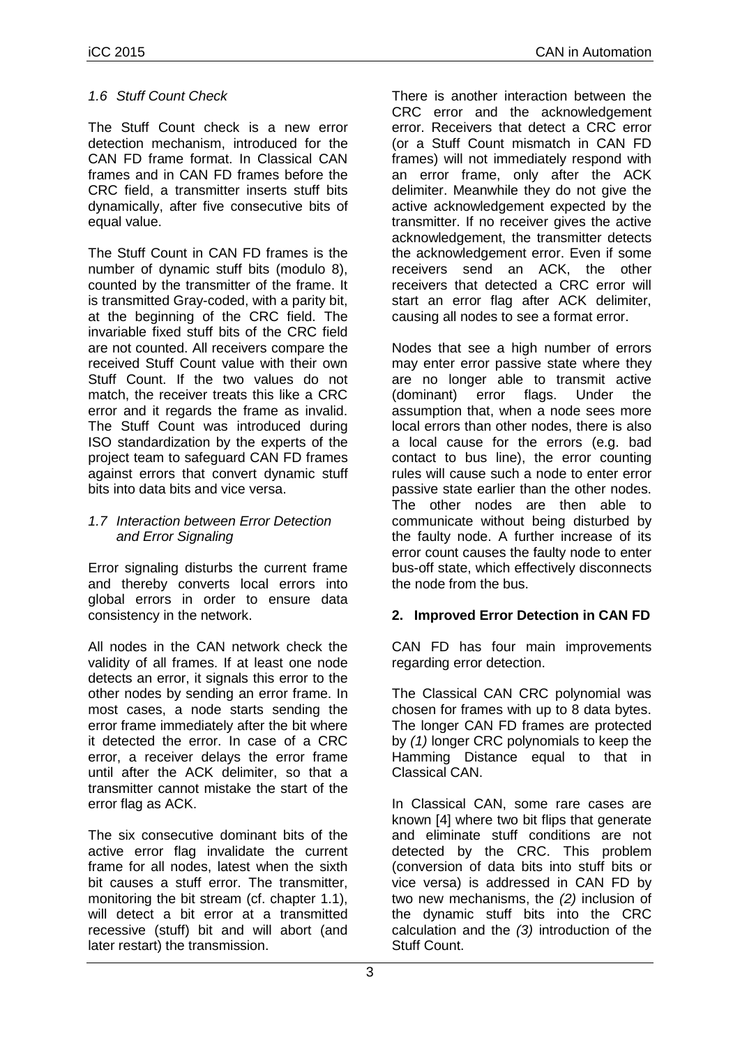### 1.6 Stuff Count Check

The Stuff Count check is a new error detection mechanism, introduced for the CAN FD frame format. In Classical CAN frames and in CAN FD frames before the CRC field, a transmitter inserts stuff bits dynamically, after five consecutive bits of equal value.

The Stuff Count in CAN FD frames is the number of dynamic stuff bits (modulo 8), counted by the transmitter of the frame. It is transmitted Gray-coded, with a parity bit, at the beginning of the CRC field. The invariable fixed stuff bits of the CRC field are not counted. All receivers compare the received Stuff Count value with their own Stuff Count. If the two values do not match, the receiver treats this like a CRC error and it regards the frame as invalid. The Stuff Count was introduced during ISO standardization by the experts of the project team to safeguard CAN FD frames against errors that convert dynamic stuff bits into data bits and vice versa.

### 1.7 Interaction between Error Detection and Error Signaling

Error signaling disturbs the current frame and thereby converts local errors into global errors in order to ensure data consistency in the network.

All nodes in the CAN network check the validity of all frames. If at least one node detects an error, it signals this error to the other nodes by sending an error frame. In most cases, a node starts sending the error frame immediately after the bit where it detected the error. In case of a CRC error, a receiver delays the error frame until after the ACK delimiter, so that a transmitter cannot mistake the start of the error flag as ACK.

The six consecutive dominant bits of the active error flag invalidate the current frame for all nodes, latest when the sixth bit causes a stuff error. The transmitter, monitoring the bit stream (cf. chapter 1.1), will detect a bit error at a transmitted recessive (stuff) bit and will abort (and later restart) the transmission.

There is another interaction between the CRC error and the acknowledgement error. Receivers that detect a CRC error (or a Stuff Count mismatch in CAN FD frames) will not immediately respond with an error frame, only after the ACK delimiter. Meanwhile they do not give the active acknowledgement expected by the transmitter. If no receiver gives the active acknowledgement, the transmitter detects the acknowledgement error. Even if some receivers send an ACK, the other receivers that detected a CRC error will start an error flag after ACK delimiter, causing all nodes to see a format error.

Nodes that see a high number of errors may enter error passive state where they are no longer able to transmit active (dominant) error flags. Under the assumption that, when a node sees more local errors than other nodes, there is also a local cause for the errors (e.g. bad contact to bus line), the error counting rules will cause such a node to enter error passive state earlier than the other nodes. The other nodes are then able to communicate without being disturbed by the faulty node. A further increase of its error count causes the faulty node to enter bus-off state, which effectively disconnects the node from the bus.

## 2. Improved Error Detection in CAN FD

CAN FD has four main improvements regarding error detection.

The Classical CAN CRC polynomial was chosen for frames with up to 8 data bytes. The longer CAN FD frames are protected by *(1)* longer CRC polynomials to keep the Hamming Distance equal to that in Classical CAN.

In Classical CAN, some rare cases are known [4] where two bit flips that generate and eliminate stuff conditions are not detected by the CRC. This problem (conversion of data bits into stuff bits or vice versa) is addressed in CAN FD by two new mechanisms, the *(2)* inclusion of the dynamic stuff bits into the CRC calculation and the *(3)* introduction of the Stuff Count.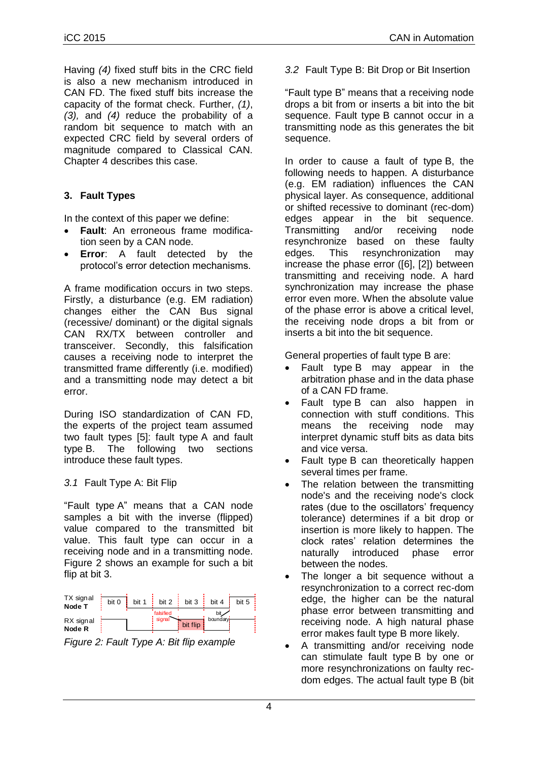Having *(4)* fixed stuff bits in the CRC field is also a new mechanism introduced in CAN FD. The fixed stuff bits increase the capacity of the format check. Further, *(1)*, *(3),* and *(4)* reduce the probability of a random bit sequence to match with an expected CRC field by several orders of magnitude compared to Classical CAN. Chapter 4 describes this case.

## 3. Fault Types

In the context of this paper we define:

- **Fault**: An erroneous frame modification seen by a CAN node.
- **Error**: A fault detected by the protocol's error detection mechanisms.

A frame modification occurs in two steps. Firstly, a disturbance (e.g. EM radiation) changes either the CAN Bus signal (recessive/ dominant) or the digital signals CAN RX/TX between controller and transceiver. Secondly, this falsification causes a receiving node to interpret the transmitted frame differently (i.e. modified) and a transmitting node may detect a bit error.

During ISO standardization of CAN FD, the experts of the project team assumed two fault types [5]: fault type A and fault type B. The following two sections introduce these fault types.

### *3.1* Fault Type A: Bit Flip

"Fault type A" means that a CAN node samples a bit with the inverse (flipped) value compared to the transmitted bit value. This fault type can occur in a receiving node and in a transmitting node. Figure 2 shows an example for such a bit flip at bit 3.

*Figure 2: Fault Type A: Bit flip example*

### *3.2* Fault Type B: Bit Drop or Bit Insertion

"Fault type B" means that a receiving node drops a bit from or inserts a bit into the bit sequence. Fault type B cannot occur in a transmitting node as this generates the bit sequence.

In order to cause a fault of type B, the following needs to happen. A disturbance (e.g. EM radiation) influences the CAN physical layer. As consequence, additional or shifted recessive to dominant (rec-dom) edges appear in the bit sequence. Transmitting and/or receiving node resynchronize based on these faulty edges. This resynchronization may increase the phase error ([6], [2]) between transmitting and receiving node. A hard synchronization may increase the phase error even more. When the absolute value of the phase error is above a critical level, the receiving node drops a bit from or inserts a bit into the bit sequence.

General properties of fault type B are:

- Fault type B may appear in the arbitration phase and in the data phase of a CAN FD frame.
- Fault type B can also happen in connection with stuff conditions. This means the receiving node may interpret dynamic stuff bits as data bits and vice versa.
- Fault type B can theoretically happen several times per frame.
- The relation between the transmitting node's and the receiving node's clock rates (due to the oscillators' frequency tolerance) determines if a bit drop or insertion is more likely to happen. The clock rates' relation determines the naturally introduced phase error between the nodes.
- The longer a bit sequence without a resynchronization to a correct rec-dom edge, the higher can be the natural phase error between transmitting and receiving node. A high natural phase error makes fault type B more likely.
- A transmitting and/or receiving node can stimulate fault type B by one or more resynchronizations on faulty rec-dom edges. The actual fault type B (bit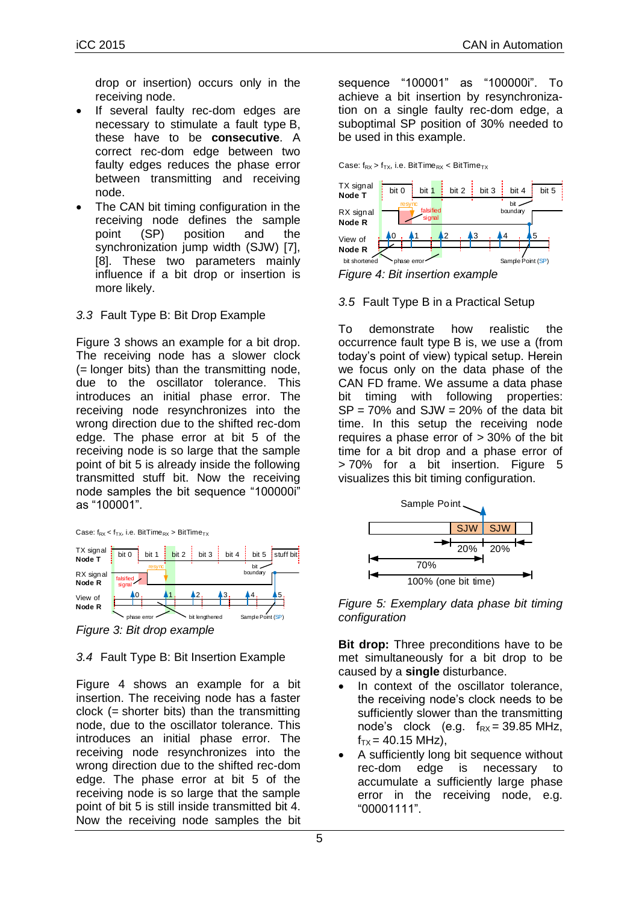drop or insertion) occurs only in the receiving node.

- If several faulty rec-dom edges are necessary to stimulate a fault type B, these have to be **consecutive**. A correct rec-dom edge between two faulty edges reduces the phase error between transmitting and receiving node.
- The CAN bit timing configuration in the receiving node defines the sample point (SP) position and the synchronization jump width (SJW) [7], [8]. These two parameters mainly influence if a bit drop or insertion is more likely.

### *3.3* Fault Type B: Bit Drop Example

Figure 3 shows an example for a bit drop. The receiving node has a slower clock (= longer bits) than the transmitting node, due to the oscillator tolerance. This introduces an initial phase error. The receiving node resynchronizes into the wrong direction due to the shifted rec-dom edge. The phase error at bit 5 of the receiving node is so large that the sample point of bit 5 is already inside the following transmitted stuff bit. Now the receiving node samples the bit sequence "100000i" as "100001".

*Figure 3: Bit drop example*

### *3.4* Fault Type B: Bit Insertion Example

Figure 4 shows an example for a bit insertion. The receiving node has a faster clock (= shorter bits) than the transmitting node, due to the oscillator tolerance. This introduces an initial phase error. The receiving node resynchronizes into the wrong direction due to the shifted rec-dom edge. The phase error at bit 5 of the receiving node is so large that the sample point of bit 5 is still inside transmitted bit 4. Now the receiving node samples the bit sequence "100001" as "100000i". To achieve a bit insertion by resynchronization on a single faulty rec-dom edge, a suboptimal SP position of 30% needed to be used in this example.

*Figure 4: Bit insertion example*

### *3.5* Fault Type B in a Practical Setup

To demonstrate how realistic the occurrence fault type B is, we use a (from today's point of view) typical setup. Herein we focus only on the data phase of the CAN FD frame. We assume a data phase bit timing with following properties: SP = 70% and SJW = 20% of the data bit time. In this setup the receiving node requires a phase error of > 30% of the bit time for a bit drop and a phase error of > 70% for a bit insertion. Figure 5 visualizes this bit timing configuration.

*Figure 5: Exemplary data phase bit timing configuration*

**Bit drop:** Three preconditions have to be met simultaneously for a bit drop to be caused by a **single** disturbance.

- In context of the oscillator tolerance, the receiving node's clock needs to be sufficiently slower than the transmitting node's clock (e.g. $f_{RX}$ = 39.85 MHz, $f_{TX}$ = 40.15 MHz),
- A sufficiently long bit sequence without rec-dom edge is necessary to accumulate a sufficiently large phase error in the receiving node, e.g. "00001111".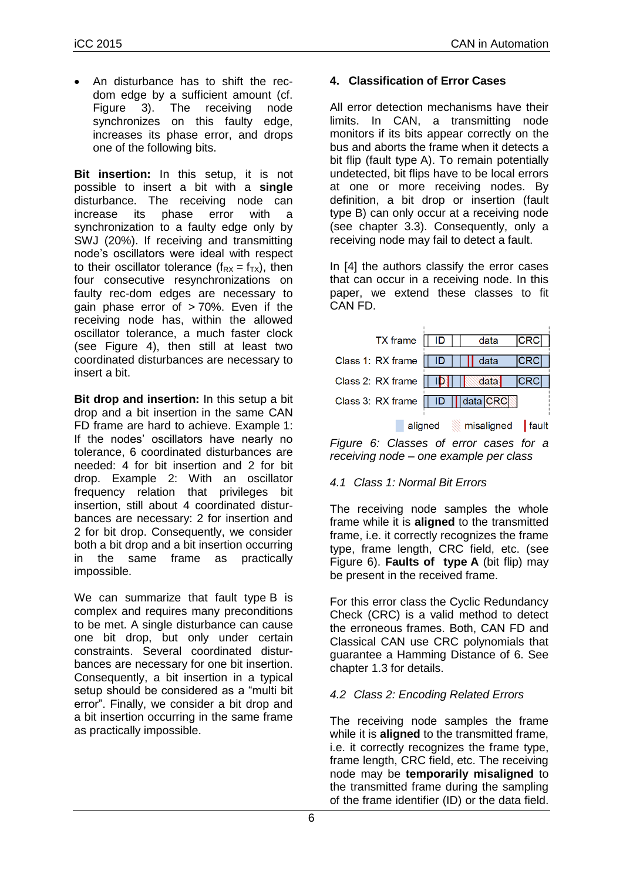- An disturbance has to shift the rec-dom edge by a sufficient amount (cf. Figure 3). The receiving node synchronizes on this faulty edge, increases its phase error, and drops one of the following bits.

**Bit insertion:** In this setup, it is not possible to insert a bit with a **single** disturbance. The receiving node can increase its phase error with a synchronization to a faulty edge only by SWJ (20%). If receiving and transmitting node's oscillators were ideal with respect to their oscillator tolerance ($f_{RX} = f_{TX}$), then four consecutive resynchronizations on faulty rec-dom edges are necessary to gain phase error of > 70%. Even if the receiving node has, within the allowed oscillator tolerance, a much faster clock (see Figure 4), then still at least two coordinated disturbances are necessary to insert a bit.

**Bit drop and insertion:** In this setup a bit drop and a bit insertion in the same CAN FD frame are hard to achieve. Example 1: If the nodes' oscillators have nearly no tolerance, 6 coordinated disturbances are needed: 4 for bit insertion and 2 for bit drop. Example 2: With an oscillator frequency relation that privileges bit insertion, still about 4 coordinated disturbances are necessary: 2 for insertion and 2 for bit drop. Consequently, we consider both a bit drop and a bit insertion occurring in the same frame as practically impossible.

We can summarize that fault type B is complex and requires many preconditions to be met. A single disturbance can cause one bit drop, but only under certain constraints. Several coordinated disturbances are necessary for one bit insertion. Consequently, a bit insertion in a typical setup should be considered as a "multi bit error". Finally, we consider a bit drop and a bit insertion occurring in the same frame as practically impossible.

## 4. Classification of Error Cases

All error detection mechanisms have their limits. In CAN, a transmitting node monitors if its bits appear correctly on the bus and aborts the frame when it detects a bit flip (fault type A). To remain potentially undetected, bit flips have to be local errors at one or more receiving nodes. By definition, a bit drop or insertion (fault type B) can only occur at a receiving node (see chapter 3.3). Consequently, only a receiving node may fail to detect a fault.

In [4] the authors classify the error cases that can occur in a receiving node. In this paper, we extend these classes to fit CAN FD.

*Figure 6: Classes of error cases for a receiving node – one example per class*

### 4.1 Class 1: Normal Bit Errors

The receiving node samples the whole frame while it is **aligned** to the transmitted frame, i.e. it correctly recognizes the frame type, frame length, CRC field, etc. (see Figure 6). **Faults of type A** (bit flip) may be present in the received frame.

For this error class the Cyclic Redundancy Check (CRC) is a valid method to detect the erroneous frames. Both, CAN FD and Classical CAN use CRC polynomials that guarantee a Hamming Distance of 6. See chapter 1.3 for details.

### 4.2 Class 2: Encoding Related Errors

The receiving node samples the frame while it is **aligned** to the transmitted frame, i.e. it correctly recognizes the frame type, frame length, CRC field, etc. The receiving node may be **temporarily misaligned** to the transmitted frame during the sampling of the frame identifier (ID) or the data field.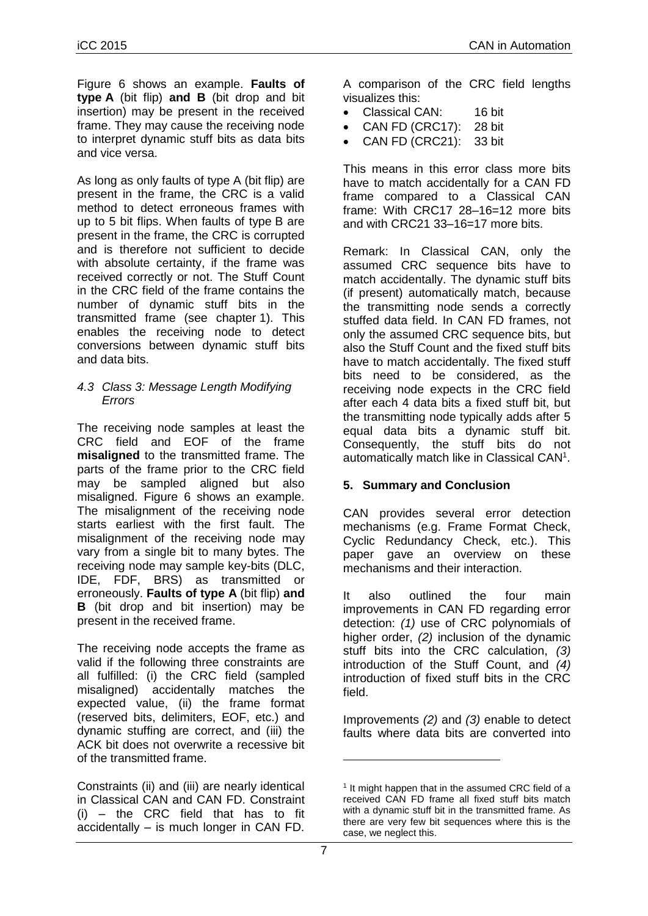Figure 6 shows an example. **Faults of type A** (bit flip) **and B** (bit drop and bit insertion) may be present in the received frame. They may cause the receiving node to interpret dynamic stuff bits as data bits and vice versa.

As long as only faults of type A (bit flip) are present in the frame, the CRC is a valid method to detect erroneous frames with up to 5 bit flips. When faults of type B are present in the frame, the CRC is corrupted and is therefore not sufficient to decide with absolute certainty, if the frame was received correctly or not. The Stuff Count in the CRC field of the frame contains the number of dynamic stuff bits in the transmitted frame (see chapter 1). This enables the receiving node to detect conversions between dynamic stuff bits and data bits.

### *4.3 Class 3: Message Length Modifying Errors*

The receiving node samples at least the CRC field and EOF of the frame **misaligned** to the transmitted frame. The parts of the frame prior to the CRC field may be sampled aligned but also misaligned. Figure 6 shows an example. The misalignment of the receiving node starts earliest with the first fault. The misalignment of the receiving node may vary from a single bit to many bytes. The receiving node may sample key-bits (DLC, IDE, FDF, BRS) as transmitted or erroneously. **Faults of type A** (bit flip) **and B** (bit drop and bit insertion) may be present in the received frame.

The receiving node accepts the frame as valid if the following three constraints are all fulfilled: (i) the CRC field (sampled misaligned) accidentally matches the expected value, (ii) the frame format (reserved bits, delimiters, EOF, etc.) and dynamic stuffing are correct, and (iii) the ACK bit does not overwrite a recessive bit of the transmitted frame.

Constraints (ii) and (iii) are nearly identical in Classical CAN and CAN FD. Constraint (i) – the CRC field that has to fit accidentally – is much longer in CAN FD. A comparison of the CRC field lengths visualizes this:

- Classical CAN: 16 bit
- CAN FD (CRC17): 28 bit
- CAN FD (CRC21): 33 bit

This means in this error class more bits have to match accidentally for a CAN FD frame compared to a Classical CAN frame: With CRC17 28–16=12 more bits and with CRC21 33–16=17 more bits.

Remark: In Classical CAN, only the assumed CRC sequence bits have to match accidentally. The dynamic stuff bits (if present) automatically match, because the transmitting node sends a correctly stuffed data field. In CAN FD frames, not only the assumed CRC sequence bits, but also the Stuff Count and the fixed stuff bits have to match accidentally. The fixed stuff bits need to be considered, as the receiving node expects in the CRC field after each 4 data bits a fixed stuff bit, but the transmitting node typically adds after 5 equal data bits a dynamic stuff bit. Consequently, the stuff bits do not automatically match like in Classical CAN[1].

## 5. Summary and Conclusion

CAN provides several error detection mechanisms (e.g. Frame Format Check, Cyclic Redundancy Check, etc.). This paper gave an overview on these mechanisms and their interaction.

It also outlined the four main improvements in CAN FD regarding error detection: *(1)* use of CRC polynomials of higher order, *(2)* inclusion of the dynamic stuff bits into the CRC calculation, *(3)* introduction of the Stuff Count, and *(4)* introduction of fixed stuff bits in the CRC field.

Improvements *(2)* and *(3)* enable to detect faults where data bits are converted into

[1] It might happen that in the assumed CRC field of a received CAN FD frame all fixed stuff bits match with a dynamic stuff bit in the transmitted frame. As there are very few bit sequences where this is the case, we neglect this.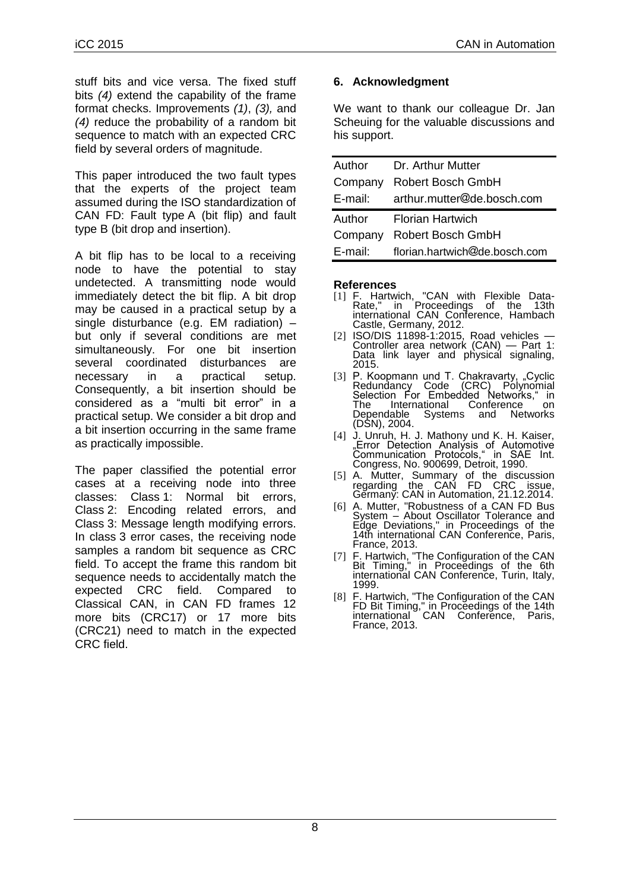stuff bits and vice versa. The fixed stuff bits *(4)* extend the capability of the frame format checks. Improvements *(1)*, *(3),* and *(4)* reduce the probability of a random bit sequence to match with an expected CRC field by several orders of magnitude.

This paper introduced the two fault types that the experts of the project team assumed during the ISO standardization of CAN FD: Fault type A (bit flip) and fault type B (bit drop and insertion).

A bit flip has to be local to a receiving node to have the potential to stay undetected. A transmitting node would immediately detect the bit flip. A bit drop may be caused in a practical setup by a single disturbance (e.g. EM radiation) – but only if several conditions are met simultaneously. For one bit insertion several coordinated disturbances are necessary in a practical setup. Consequently, a bit insertion should be considered as a "multi bit error" in a practical setup. We consider a bit drop and a bit insertion occurring in the same frame as practically impossible.

The paper classified the potential error cases at a receiving node into three classes: Class 1: Normal bit errors, Class 2: Encoding related errors, and Class 3: Message length modifying errors. In class 3 error cases, the receiving node samples a random bit sequence as CRC field. To accept the frame this random bit sequence needs to accidentally match the expected CRC field. Compared to Classical CAN, in CAN FD frames 12 more bits (CRC17) or 17 more bits (CRC21) need to match in the expected CRC field.

## 6. Acknowledgment

We want to thank our colleague Dr. Jan Scheuing for the valuable discussions and his support.

| | |
|---|---|
| Author | Dr. Arthur Mutter |
| Company | Robert Bosch GmbH |
| E-mail: | arthur.mutter@de.bosch.com |
| Author | Florian Hartwich |
| Company | Robert Bosch GmbH |
| E-mail: | florian.hartwich@de.bosch.com |

**References**

[1] F. Hartwich, "CAN with Flexible Data-Rate," in Proceedings of the 13th international CAN Conference, Hambach Castle, Germany, 2012.

[2] ISO/DIS 11898-1:2015, Road vehicles — Controller area network (CAN) — Part 1: Data link layer and physical signaling, 2015.

[3] P. Koopmann und T. Chakravarty, „Cyclic Redundancy Code (CRC) Polynomial Selection For Embedded Networks," in The International Conference on Dependable Systems and Networks (DSN), 2004.

[4] J. Unruh, H. J. Mathony und K. H. Kaiser, „Error Detection Analysis of Automotive Communication Protocols," in SAE Int. Congress, No. 900699, Detroit, 1990.

[5] A. Mutter, Summary of the discussion regarding the CAN FD CRC issue, Germany: CAN in Automation, 21.12.2014.

[6] A. Mutter, "Robustness of a CAN FD Bus System – About Oscillator Tolerance and Edge Deviations," in Proceedings of the 14th international CAN Conference, Paris, France, 2013.

[7] F. Hartwich, "The Configuration of the CAN Bit Timing," in Proceedings of the 6th international CAN Conference, Turin, Italy, 1999.

[8] F. Hartwich, "The Configuration of the CAN FD Bit Timing," in Proceedings of the 14th international CAN Conference, Paris, France, 2013.